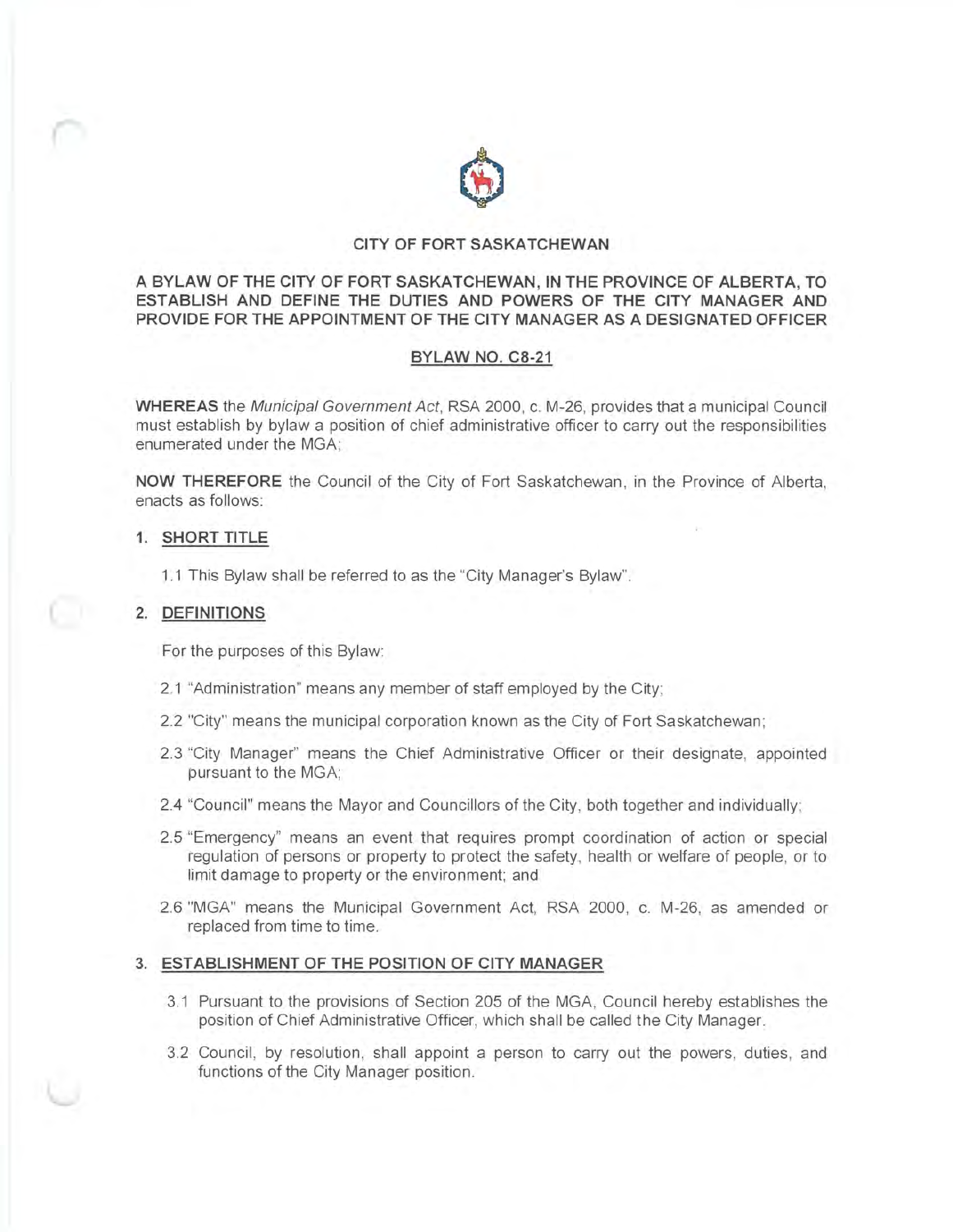# CITY OF FORT SASKATCHEWAN

## A BYLAW OF THE CITY OF FORT SASKATCHEWAN, IN THE PROVINCE OF ALBERTA, TO ESTABLISH AND DEFINE THE DUTIES AND POWERS OF THE CITY MANAGER AND PROVIDE FOR THE APPOINTMENT OF THE CITY MANAGER AS A DESIGNATED OFFICER

## BYLAW NO. C8-21

**WHEREAS** the *Municipal Government Act*, RSA 2000, c. M-26, provides that a municipal Council must establish by bylaw a position of chief administrative officer to carry out the responsibilities enumerated under the MGA;

**NOW THEREFORE** the Council of the City of Fort Saskatchewan, in the Province of Alberta, enacts as follows:

### 1. SHORT TITLE

1.1 This Bylaw shall be referred to as the "City Manager's Bylaw".

### 2. DEFINITIONS

For the purposes of this Bylaw:

2.1 "Administration" means any member of staff employed by the City;

2.2 "City" means the municipal corporation known as the City of Fort Saskatchewan;

2.3 "City Manager" means the Chief Administrative Officer or their designate, appointed pursuant to the MGA;

2.4 "Council" means the Mayor and Councillors of the City, both together and individually;

2.5 "Emergency" means an event that requires prompt coordination of action or special regulation of persons or property to protect the safety, health or welfare of people, or to limit damage to property or the environment; and

2.6 "MGA" means the Municipal Government Act, RSA 2000, c. M-26, as amended or replaced from time to time.

### 3. ESTABLISHMENT OF THE POSITION OF CITY MANAGER

3.1 Pursuant to the provisions of Section 205 of the MGA, Council hereby establishes the position of Chief Administrative Officer, which shall be called the City Manager.

3.2 Council, by resolution, shall appoint a person to carry out the powers, duties, and functions of the City Manager position.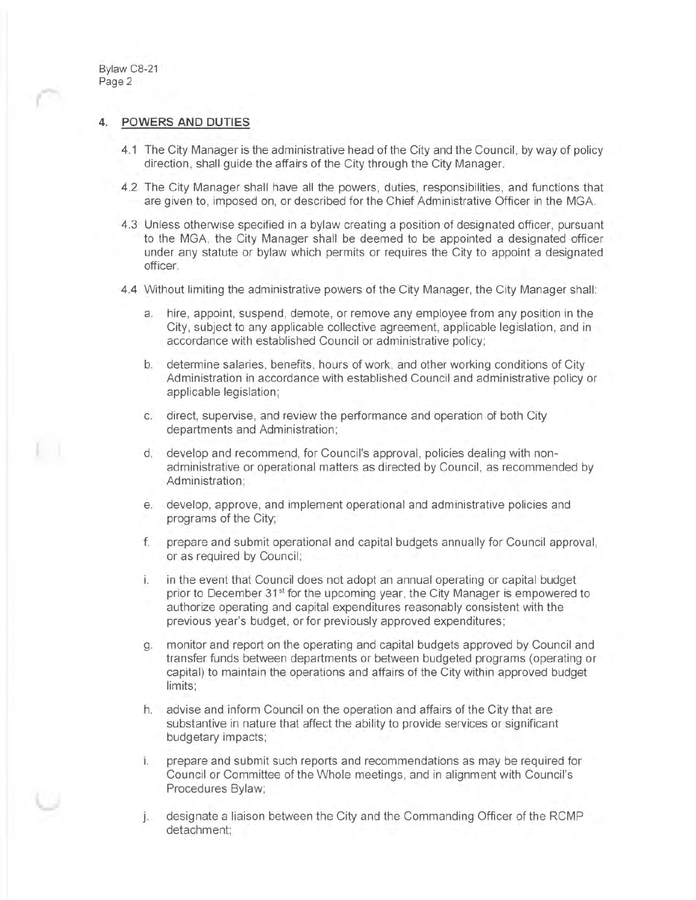## 4. POWERS AND DUTIES

4.1 The City Manager is the administrative head of the City and the Council, by way of policy direction, shall guide the affairs of the City through the City Manager.

4.2 The City Manager shall have all the powers, duties, responsibilities, and functions that are given to, imposed on, or described for the Chief Administrative Officer in the MGA.

4.3 Unless otherwise specified in a bylaw creating a position of designated officer, pursuant to the MGA, the City Manager shall be deemed to be appointed a designated officer under any statute or bylaw which permits or requires the City to appoint a designated officer.

4.4 Without limiting the administrative powers of the City Manager, the City Manager shall:

a. hire, appoint, suspend, demote, or remove any employee from any position in the City, subject to any applicable collective agreement, applicable legislation, and in accordance with established Council or administrative policy;

b. determine salaries, benefits, hours of work, and other working conditions of City Administration in accordance with established Council and administrative policy or applicable legislation;

c. direct, supervise, and review the performance and operation of both City departments and Administration;

d. develop and recommend, for Council's approval, policies dealing with non-administrative or operational matters as directed by Council, as recommended by Administration;

e. develop, approve, and implement operational and administrative policies and programs of the City;

f. prepare and submit operational and capital budgets annually for Council approval, or as required by Council;

i. in the event that Council does not adopt an annual operating or capital budget prior to December 31st for the upcoming year, the City Manager is empowered to authorize operating and capital expenditures reasonably consistent with the previous year's budget, or for previously approved expenditures;

g. monitor and report on the operating and capital budgets approved by Council and transfer funds between departments or between budgeted programs (operating or capital) to maintain the operations and affairs of the City within approved budget limits;

h. advise and inform Council on the operation and affairs of the City that are substantive in nature that affect the ability to provide services or significant budgetary impacts;

i. prepare and submit such reports and recommendations as may be required for Council or Committee of the Whole meetings, and in alignment with Council's Procedures Bylaw;

j. designate a liaison between the City and the Commanding Officer of the RCMP detachment;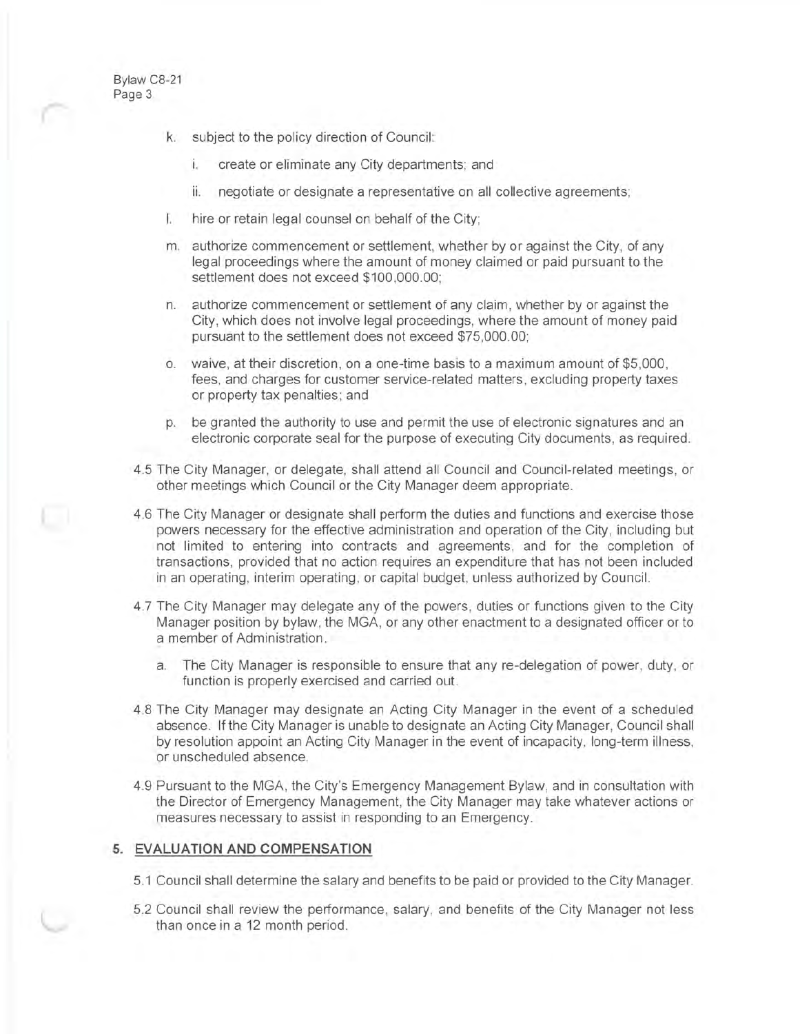k. subject to the policy direction of Council:

   i. create or eliminate any City departments; and

   ii. negotiate or designate a representative on all collective agreements;

l. hire or retain legal counsel on behalf of the City;

m. authorize commencement or settlement, whether by or against the City, of any legal proceedings where the amount of money claimed or paid pursuant to the settlement does not exceed $100,000.00;

n. authorize commencement or settlement of any claim, whether by or against the City, which does not involve legal proceedings, where the amount of money paid pursuant to the settlement does not exceed $75,000.00;

o. waive, at their discretion, on a one-time basis to a maximum amount of $5,000, fees, and charges for customer service-related matters, excluding property taxes or property tax penalties; and

p. be granted the authority to use and permit the use of electronic signatures and an electronic corporate seal for the purpose of executing City documents, as required.

4.5 The City Manager, or delegate, shall attend all Council and Council-related meetings, or other meetings which Council or the City Manager deem appropriate.

4.6 The City Manager or designate shall perform the duties and functions and exercise those powers necessary for the effective administration and operation of the City, including but not limited to entering into contracts and agreements, and for the completion of transactions, provided that no action requires an expenditure that has not been included in an operating, interim operating, or capital budget, unless authorized by Council.

4.7 The City Manager may delegate any of the powers, duties or functions given to the City Manager position by bylaw, the MGA, or any other enactment to a designated officer or to a member of Administration.

   a. The City Manager is responsible to ensure that any re-delegation of power, duty, or function is properly exercised and carried out.

4.8 The City Manager may designate an Acting City Manager in the event of a scheduled absence. If the City Manager is unable to designate an Acting City Manager, Council shall by resolution appoint an Acting City Manager in the event of incapacity, long-term illness, or unscheduled absence.

4.9 Pursuant to the MGA, the City's Emergency Management Bylaw, and in consultation with the Director of Emergency Management, the City Manager may take whatever actions or measures necessary to assist in responding to an Emergency.

## 5. EVALUATION AND COMPENSATION

5.1 Council shall determine the salary and benefits to be paid or provided to the City Manager.

5.2 Council shall review the performance, salary, and benefits of the City Manager not less than once in a 12 month period.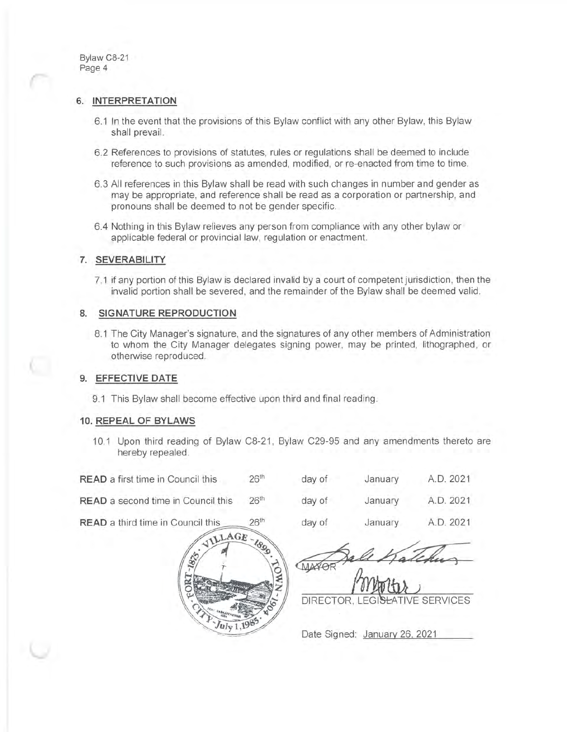## 6. INTERPRETATION

6.1 In the event that the provisions of this Bylaw conflict with any other Bylaw, this Bylaw shall prevail.

6.2 References to provisions of statutes, rules or regulations shall be deemed to include reference to such provisions as amended, modified, or re-enacted from time to time.

6.3 All references in this Bylaw shall be read with such changes in number and gender as may be appropriate, and reference shall be read as a corporation or partnership, and pronouns shall be deemed to not be gender specific.

6.4 Nothing in this Bylaw relieves any person from compliance with any other bylaw or applicable federal or provincial law, regulation or enactment.

## 7. SEVERABILITY

7.1 if any portion of this Bylaw is declared invalid by a court of competent jurisdiction, then the invalid portion shall be severed, and the remainder of the Bylaw shall be deemed valid.

## 8. SIGNATURE REPRODUCTION

8.1 The City Manager's signature, and the signatures of any other members of Administration to whom the City Manager delegates signing power, may be printed, lithographed, or otherwise reproduced.

## 9. EFFECTIVE DATE

9.1 This Bylaw shall become effective upon third and final reading.

## 10. REPEAL OF BYLAWS

10.1 Upon third reading of Bylaw C8-21, Bylaw C29-95 and any amendments thereto are hereby repealed.

| | | | | |
|---|---|---|---|---|
| **READ** a first time in Council this | 26th | day of | January | A.D. 2021 |
| **READ** a second time in Council this | 26th | day of | January | A.D. 2021 |
| **READ** a third time in Council this | 26th | day of | January | A.D. 2021 |

MAYOR

DIRECTOR, LEGISLATIVE SERVICES

Date Signed: January 26, 2021